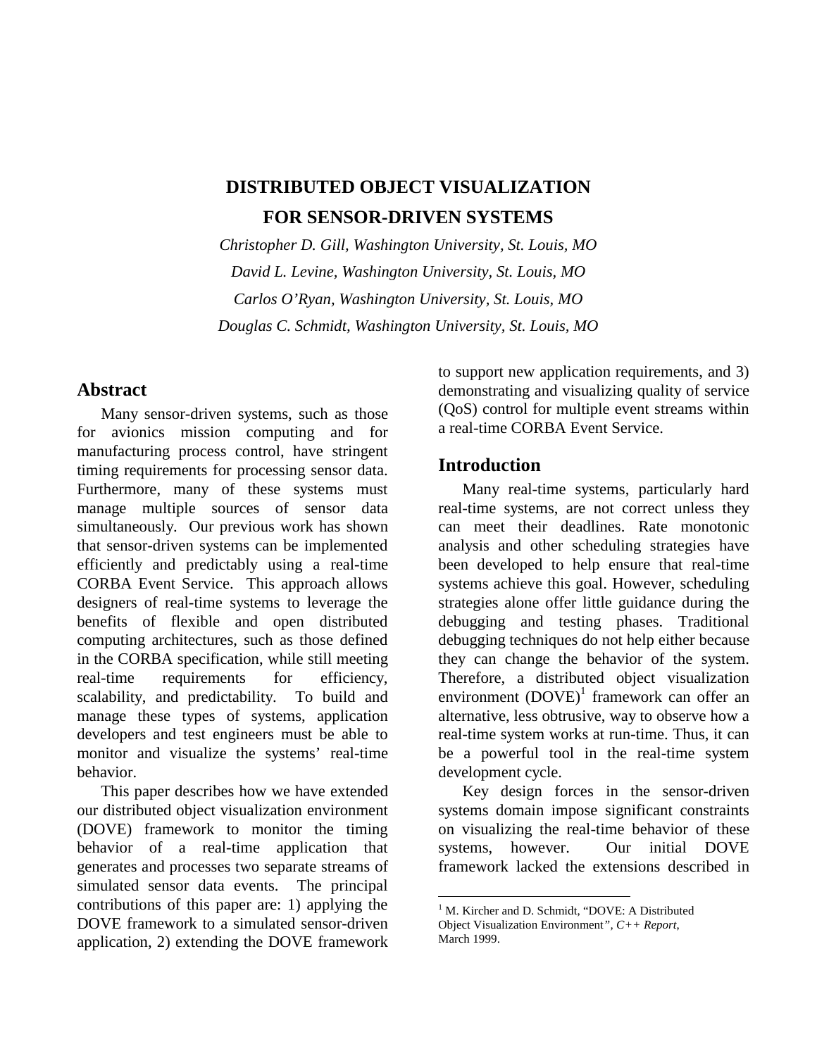# DISTRIBUTED OBJECT VISUALIZATION FOR SENSOR-DRIVEN SYSTEMS

*Christopher D. Gill, Washington University, St. Louis, MO*

*David L. Levine, Washington University, St. Louis, MO*

*Carlos O'Ryan, Washington University, St. Louis, MO*

*Douglas C. Schmidt, Washington University, St. Louis, MO*

## Abstract

Many sensor-driven systems, such as those for avionics mission computing and for manufacturing process control, have stringent timing requirements for processing sensor data. Furthermore, many of these systems must manage multiple sources of sensor data simultaneously. Our previous work has shown that sensor-driven systems can be implemented efficiently and predictably using a real-time CORBA Event Service. This approach allows designers of real-time systems to leverage the benefits of flexible and open distributed computing architectures, such as those defined in the CORBA specification, while still meeting real-time requirements for efficiency, scalability, and predictability. To build and manage these types of systems, application developers and test engineers must be able to monitor and visualize the systems' real-time behavior.

This paper describes how we have extended our distributed object visualization environment (DOVE) framework to monitor the timing behavior of a real-time application that generates and processes two separate streams of simulated sensor data events. The principal contributions of this paper are: 1) applying the DOVE framework to a simulated sensor-driven application, 2) extending the DOVE framework to support new application requirements, and 3) demonstrating and visualizing quality of service (QoS) control for multiple event streams within a real-time CORBA Event Service.

## Introduction

Many real-time systems, particularly hard real-time systems, are not correct unless they can meet their deadlines. Rate monotonic analysis and other scheduling strategies have been developed to help ensure that real-time systems achieve this goal. However, scheduling strategies alone offer little guidance during the debugging and testing phases. Traditional debugging techniques do not help either because they can change the behavior of the system. Therefore, a distributed object visualization environment (DOVE)[1] framework can offer an alternative, less obtrusive, way to observe how a real-time system works at run-time. Thus, it can be a powerful tool in the real-time system development cycle.

Key design forces in the sensor-driven systems domain impose significant constraints on visualizing the real-time behavior of these systems, however. Our initial DOVE framework lacked the extensions described in

[1] M. Kircher and D. Schmidt, "DOVE: A Distributed Object Visualization Environment", *C++ Report*, March 1999.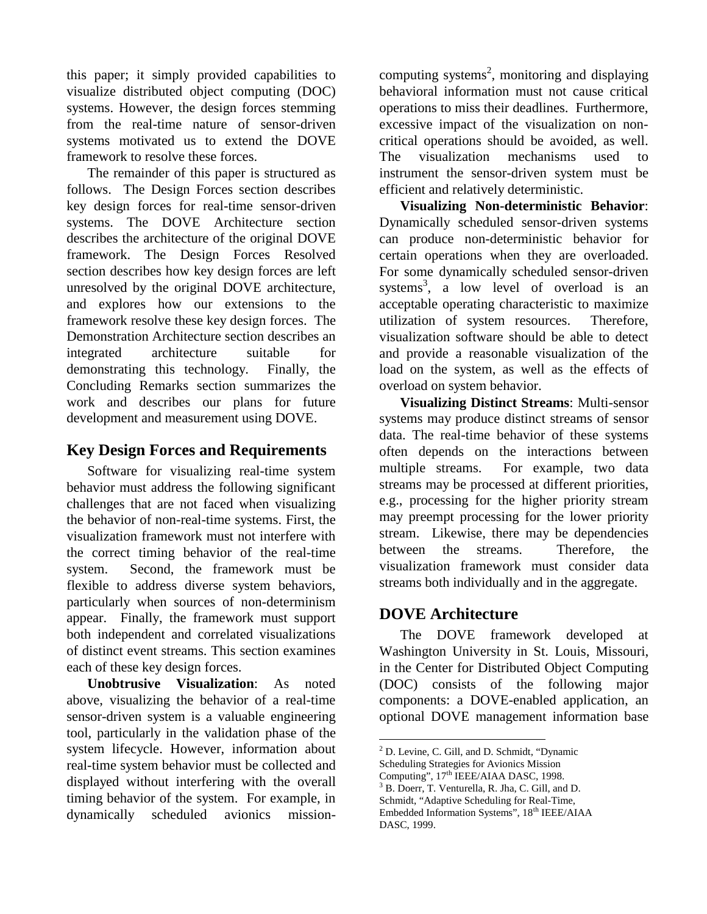this paper; it simply provided capabilities to visualize distributed object computing (DOC) systems. However, the design forces stemming from the real-time nature of sensor-driven systems motivated us to extend the DOVE framework to resolve these forces.

The remainder of this paper is structured as follows. The Design Forces section describes key design forces for real-time sensor-driven systems. The DOVE Architecture section describes the architecture of the original DOVE framework. The Design Forces Resolved section describes how key design forces are left unresolved by the original DOVE architecture, and explores how our extensions to the framework resolve these key design forces. The Demonstration Architecture section describes an integrated architecture suitable for demonstrating this technology. Finally, the Concluding Remarks section summarizes the work and describes our plans for future development and measurement using DOVE.

## Key Design Forces and Requirements

Software for visualizing real-time system behavior must address the following significant challenges that are not faced when visualizing the behavior of non-real-time systems. First, the visualization framework must not interfere with the correct timing behavior of the real-time system. Second, the framework must be flexible to address diverse system behaviors, particularly when sources of non-determinism appear. Finally, the framework must support both independent and correlated visualizations of distinct event streams. This section examines each of these key design forces.

**Unobtrusive Visualization**: As noted above, visualizing the behavior of a real-time sensor-driven system is a valuable engineering tool, particularly in the validation phase of the system lifecycle. However, information about real-time system behavior must be collected and displayed without interfering with the overall timing behavior of the system. For example, in dynamically scheduled avionics mission-computing systems[2], monitoring and displaying behavioral information must not cause critical operations to miss their deadlines. Furthermore, excessive impact of the visualization on non-critical operations should be avoided, as well. The visualization mechanisms used to instrument the sensor-driven system must be efficient and relatively deterministic.

**Visualizing Non-deterministic Behavior**: Dynamically scheduled sensor-driven systems can produce non-deterministic behavior for certain operations when they are overloaded. For some dynamically scheduled sensor-driven systems[3], a low level of overload is an acceptable operating characteristic to maximize utilization of system resources. Therefore, visualization software should be able to detect and provide a reasonable visualization of the load on the system, as well as the effects of overload on system behavior.

**Visualizing Distinct Streams**: Multi-sensor systems may produce distinct streams of sensor data. The real-time behavior of these systems often depends on the interactions between multiple streams. For example, two data streams may be processed at different priorities, e.g., processing for the higher priority stream may preempt processing for the lower priority stream. Likewise, there may be dependencies between the streams. Therefore, the visualization framework must consider data streams both individually and in the aggregate.

## DOVE Architecture

The DOVE framework developed at Washington University in St. Louis, Missouri, in the Center for Distributed Object Computing (DOC) consists of the following major components: a DOVE-enabled application, an optional DOVE management information base

---

[2] D. Levine, C. Gill, and D. Schmidt, "Dynamic Scheduling Strategies for Avionics Mission Computing", 17th IEEE/AIAA DASC, 1998.

[3] B. Doerr, T. Venturella, R. Jha, C. Gill, and D. Schmidt, "Adaptive Scheduling for Real-Time, Embedded Information Systems", 18th IEEE/AIAA DASC, 1999.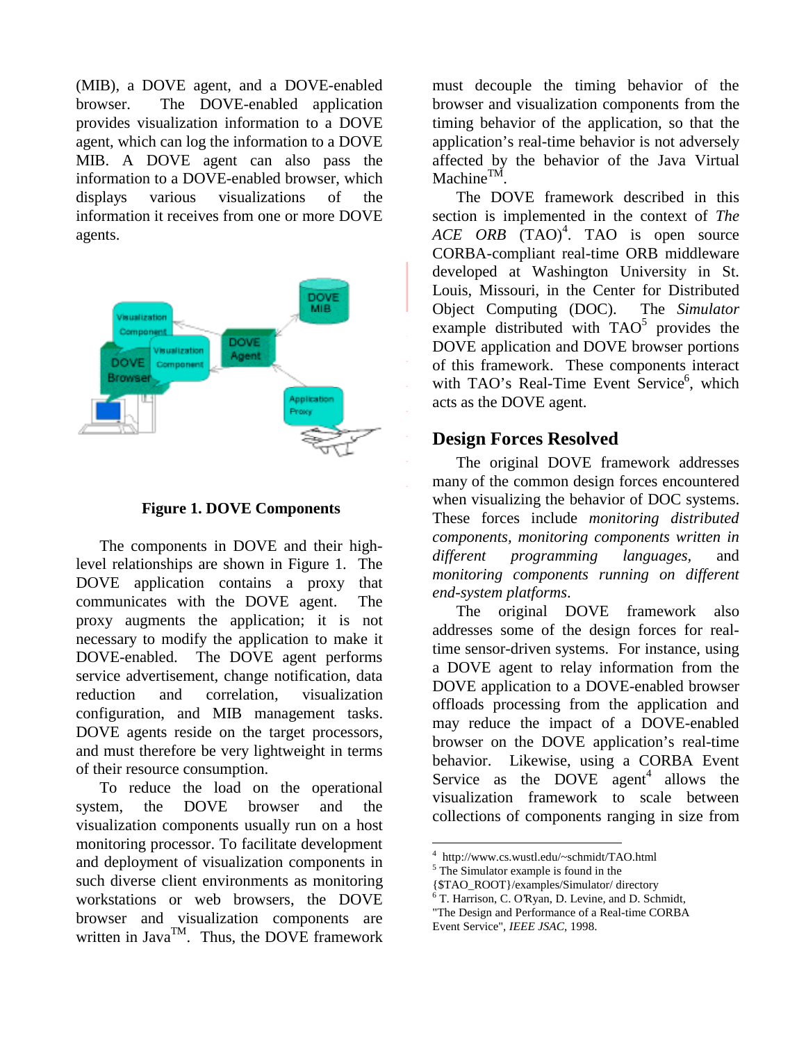(MIB), a DOVE agent, and a DOVE-enabled browser. The DOVE-enabled application provides visualization information to a DOVE agent, which can log the information to a DOVE MIB. A DOVE agent can also pass the information to a DOVE-enabled browser, which displays various visualizations of the information it receives from one or more DOVE agents.

**Figure 1. DOVE Components**

The components in DOVE and their high-level relationships are shown in Figure 1. The DOVE application contains a proxy that communicates with the DOVE agent. The proxy augments the application; it is not necessary to modify the application to make it DOVE-enabled. The DOVE agent performs service advertisement, change notification, data reduction and correlation, visualization configuration, and MIB management tasks. DOVE agents reside on the target processors, and must therefore be very lightweight in terms of their resource consumption.

To reduce the load on the operational system, the DOVE browser and the visualization components usually run on a host monitoring processor. To facilitate development and deployment of visualization components in such diverse client environments as monitoring workstations or web browsers, the DOVE browser and visualization components are written in Java™. Thus, the DOVE framework must decouple the timing behavior of the browser and visualization components from the timing behavior of the application, so that the application's real-time behavior is not adversely affected by the behavior of the Java Virtual Machine™.

The DOVE framework described in this section is implemented in the context of *The ACE ORB* (TAO)[4]. TAO is open source CORBA-compliant real-time ORB middleware developed at Washington University in St. Louis, Missouri, in the Center for Distributed Object Computing (DOC). The *Simulator* example distributed with TAO[5] provides the DOVE application and DOVE browser portions of this framework. These components interact with TAO's Real-Time Event Service[6], which acts as the DOVE agent.

## Design Forces Resolved

The original DOVE framework addresses many of the common design forces encountered when visualizing the behavior of DOC systems. These forces include *monitoring distributed components, monitoring components written in different programming languages,* and *monitoring components running on different end-system platforms*.

The original DOVE framework also addresses some of the design forces for real-time sensor-driven systems. For instance, using a DOVE agent to relay information from the DOVE application to a DOVE-enabled browser offloads processing from the application and may reduce the impact of a DOVE-enabled browser on the DOVE application's real-time behavior. Likewise, using a CORBA Event Service as the DOVE agent[4] allows the visualization framework to scale between collections of components ranging in size from

---

[4] http://www.cs.wustl.edu/~schmidt/TAO.html

[5] The Simulator example is found in the {$TAO_ROOT}/examples/Simulator/ directory

[6] T. Harrison, C. O'Ryan, D. Levine, and D. Schmidt, "The Design and Performance of a Real-time CORBA Event Service", *IEEE JSAC*, 1998.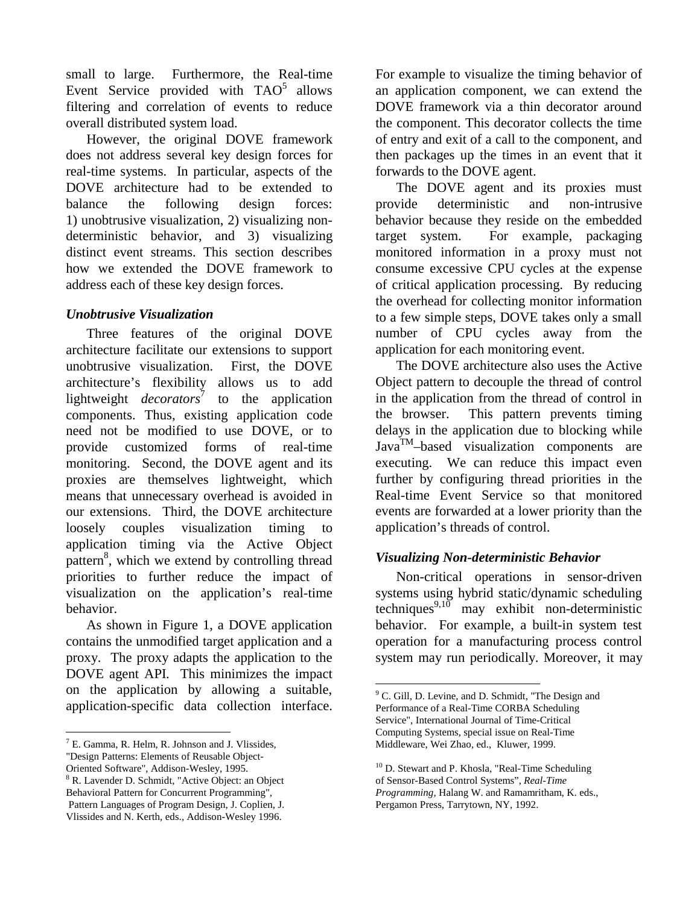small to large. Furthermore, the Real-time Event Service provided with TAO[5] allows filtering and correlation of events to reduce overall distributed system load.

However, the original DOVE framework does not address several key design forces for real-time systems. In particular, aspects of the DOVE architecture had to be extended to balance the following design forces: 1) unobtrusive visualization, 2) visualizing non-deterministic behavior, and 3) visualizing distinct event streams. This section describes how we extended the DOVE framework to address each of these key design forces.

### *Unobtrusive Visualization*

Three features of the original DOVE architecture facilitate our extensions to support unobtrusive visualization. First, the DOVE architecture's flexibility allows us to add lightweight *decorators*[7] to the application components. Thus, existing application code need not be modified to use DOVE, or to provide customized forms of real-time monitoring. Second, the DOVE agent and its proxies are themselves lightweight, which means that unnecessary overhead is avoided in our extensions. Third, the DOVE architecture loosely couples visualization timing to application timing via the Active Object pattern[8], which we extend by controlling thread priorities to further reduce the impact of visualization on the application's real-time behavior.

As shown in Figure 1, a DOVE application contains the unmodified target application and a proxy. The proxy adapts the application to the DOVE agent API. This minimizes the impact on the application by allowing a suitable, application-specific data collection interface. For example to visualize the timing behavior of an application component, we can extend the DOVE framework via a thin decorator around the component. This decorator collects the time of entry and exit of a call to the component, and then packages up the times in an event that it forwards to the DOVE agent.

The DOVE agent and its proxies must provide deterministic and non-intrusive behavior because they reside on the embedded target system. For example, packaging monitored information in a proxy must not consume excessive CPU cycles at the expense of critical application processing. By reducing the overhead for collecting monitor information to a few simple steps, DOVE takes only a small number of CPU cycles away from the application for each monitoring event.

The DOVE architecture also uses the Active Object pattern to decouple the thread of control in the application from the thread of control in the browser. This pattern prevents timing delays in the application due to blocking while Java™–based visualization components are executing. We can reduce this impact even further by configuring thread priorities in the Real-time Event Service so that monitored events are forwarded at a lower priority than the application's threads of control.

### *Visualizing Non-deterministic Behavior*

Non-critical operations in sensor-driven systems using hybrid static/dynamic scheduling techniques[9,10] may exhibit non-deterministic behavior. For example, a built-in system test operation for a manufacturing process control system may run periodically. Moreover, it may

---

[7] E. Gamma, R. Helm, R. Johnson and J. Vlissides, "Design Patterns: Elements of Reusable Object-Oriented Software", Addison-Wesley, 1995.

[8] R. Lavender D. Schmidt, "Active Object: an Object Behavioral Pattern for Concurrent Programming", Pattern Languages of Program Design, J. Coplien, J. Vlissides and N. Kerth, eds., Addison-Wesley 1996.

[9] C. Gill, D. Levine, and D. Schmidt, "The Design and Performance of a Real-Time CORBA Scheduling Service", International Journal of Time-Critical Computing Systems, special issue on Real-Time Middleware, Wei Zhao, ed., Kluwer, 1999.

[10] D. Stewart and P. Khosla, "Real-Time Scheduling of Sensor-Based Control Systems", *Real-Time Programming*, Halang W. and Ramamritham, K. eds., Pergamon Press, Tarrytown, NY, 1992.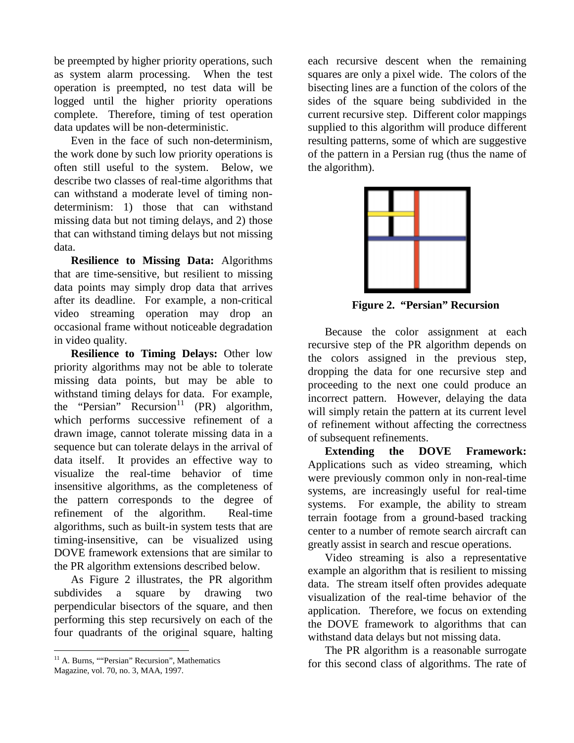be preempted by higher priority operations, such as system alarm processing. When the test operation is preempted, no test data will be logged until the higher priority operations complete. Therefore, timing of test operation data updates will be non-deterministic.

Even in the face of such non-determinism, the work done by such low priority operations is often still useful to the system. Below, we describe two classes of real-time algorithms that can withstand a moderate level of timing non-determinism: 1) those that can withstand missing data but not timing delays, and 2) those that can withstand timing delays but not missing data.

**Resilience to Missing Data:** Algorithms that are time-sensitive, but resilient to missing data points may simply drop data that arrives after its deadline. For example, a non-critical video streaming operation may drop an occasional frame without noticeable degradation in video quality.

**Resilience to Timing Delays:** Other low priority algorithms may not be able to tolerate missing data points, but may be able to withstand timing delays for data. For example, the "Persian" Recursion[11] (PR) algorithm, which performs successive refinement of a drawn image, cannot tolerate missing data in a sequence but can tolerate delays in the arrival of data itself. It provides an effective way to visualize the real-time behavior of time insensitive algorithms, as the completeness of the pattern corresponds to the degree of refinement of the algorithm. Real-time algorithms, such as built-in system tests that are timing-insensitive, can be visualized using DOVE framework extensions that are similar to the PR algorithm extensions described below.

As Figure 2 illustrates, the PR algorithm subdivides a square by drawing two perpendicular bisectors of the square, and then performing this step recursively on each of the four quadrants of the original square, halting each recursive descent when the remaining squares are only a pixel wide. The colors of the bisecting lines are a function of the colors of the sides of the square being subdivided in the current recursive step. Different color mappings supplied to this algorithm will produce different resulting patterns, some of which are suggestive of the pattern in a Persian rug (thus the name of the algorithm).

**Figure 2. "Persian" Recursion**

Because the color assignment at each recursive step of the PR algorithm depends on the colors assigned in the previous step, dropping the data for one recursive step and proceeding to the next one could produce an incorrect pattern. However, delaying the data will simply retain the pattern at its current level of refinement without affecting the correctness of subsequent refinements.

**Extending the DOVE Framework:** Applications such as video streaming, which were previously common only in non-real-time systems, are increasingly useful for real-time systems. For example, the ability to stream terrain footage from a ground-based tracking center to a number of remote search aircraft can greatly assist in search and rescue operations.

Video streaming is also a representative example an algorithm that is resilient to missing data. The stream itself often provides adequate visualization of the real-time behavior of the application. Therefore, we focus on extending the DOVE framework to algorithms that can withstand data delays but not missing data.

The PR algorithm is a reasonable surrogate for this second class of algorithms. The rate of

[11] A. Burns, ""Persian" Recursion", Mathematics Magazine, vol. 70, no. 3, MAA, 1997.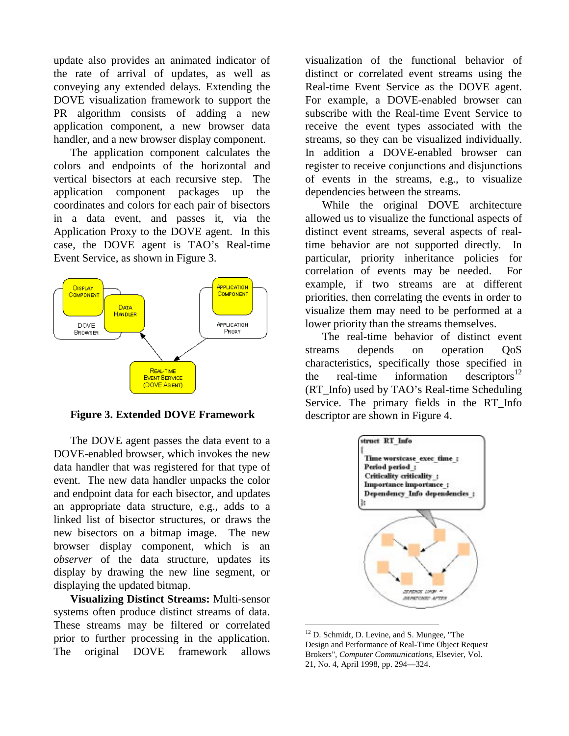update also provides an animated indicator of the rate of arrival of updates, as well as conveying any extended delays. Extending the DOVE visualization framework to support the PR algorithm consists of adding a new application component, a new browser data handler, and a new browser display component.

The application component calculates the colors and endpoints of the horizontal and vertical bisectors at each recursive step. The application component packages up the coordinates and colors for each pair of bisectors in a data event, and passes it, via the Application Proxy to the DOVE agent. In this case, the DOVE agent is TAO's Real-time Event Service, as shown in Figure 3.

DISPLAY COMPONENT
DATA HANDLER
DOVE BROWSER
APPLICATION COMPONENT
APPLICATION PROXY
REAL-TIME EVENT SERVICE (DOVE AGENT)

**Figure 3. Extended DOVE Framework**

The DOVE agent passes the data event to a DOVE-enabled browser, which invokes the new data handler that was registered for that type of event. The new data handler unpacks the color and endpoint data for each bisector, and updates an appropriate data structure, e.g., adds to a linked list of bisector structures, or draws the new bisectors on a bitmap image. The new browser display component, which is an *observer* of the data structure, updates its display by drawing the new line segment, or displaying the updated bitmap.

**Visualizing Distinct Streams:** Multi-sensor systems often produce distinct streams of data. These streams may be filtered or correlated prior to further processing in the application. The original DOVE framework allows visualization of the functional behavior of distinct or correlated event streams using the Real-time Event Service as the DOVE agent. For example, a DOVE-enabled browser can subscribe with the Real-time Event Service to receive the event types associated with the streams, so they can be visualized individually. In addition a DOVE-enabled browser can register to receive conjunctions and disjunctions of events in the streams, e.g., to visualize dependencies between the streams.

While the original DOVE architecture allowed us to visualize the functional aspects of distinct event streams, several aspects of real-time behavior are not supported directly. In particular, priority inheritance policies for correlation of events may be needed. For example, if two streams are at different priorities, then correlating the events in order to visualize them may need to be performed at a lower priority than the streams themselves.

The real-time behavior of distinct event streams depends on operation QoS characteristics, specifically those specified in the real-time information descriptors[12] (RT_Info) used by TAO's Real-time Scheduling Service. The primary fields in the RT_Info descriptor are shown in Figure 4.

```
struct RT_Info
{
  Time worstcase_exec_time_;
  Period period_;
  Criticality criticality_;
  Importance importance_;
  Dependency_Info dependencies_;
};
```

DEPENDS UPON = DISPATCHED AFTER

[12] D. Schmidt, D. Levine, and S. Mungee, "The Design and Performance of Real-Time Object Request Brokers", *Computer Communications*, Elsevier, Vol. 21, No. 4, April 1998, pp. 294—324.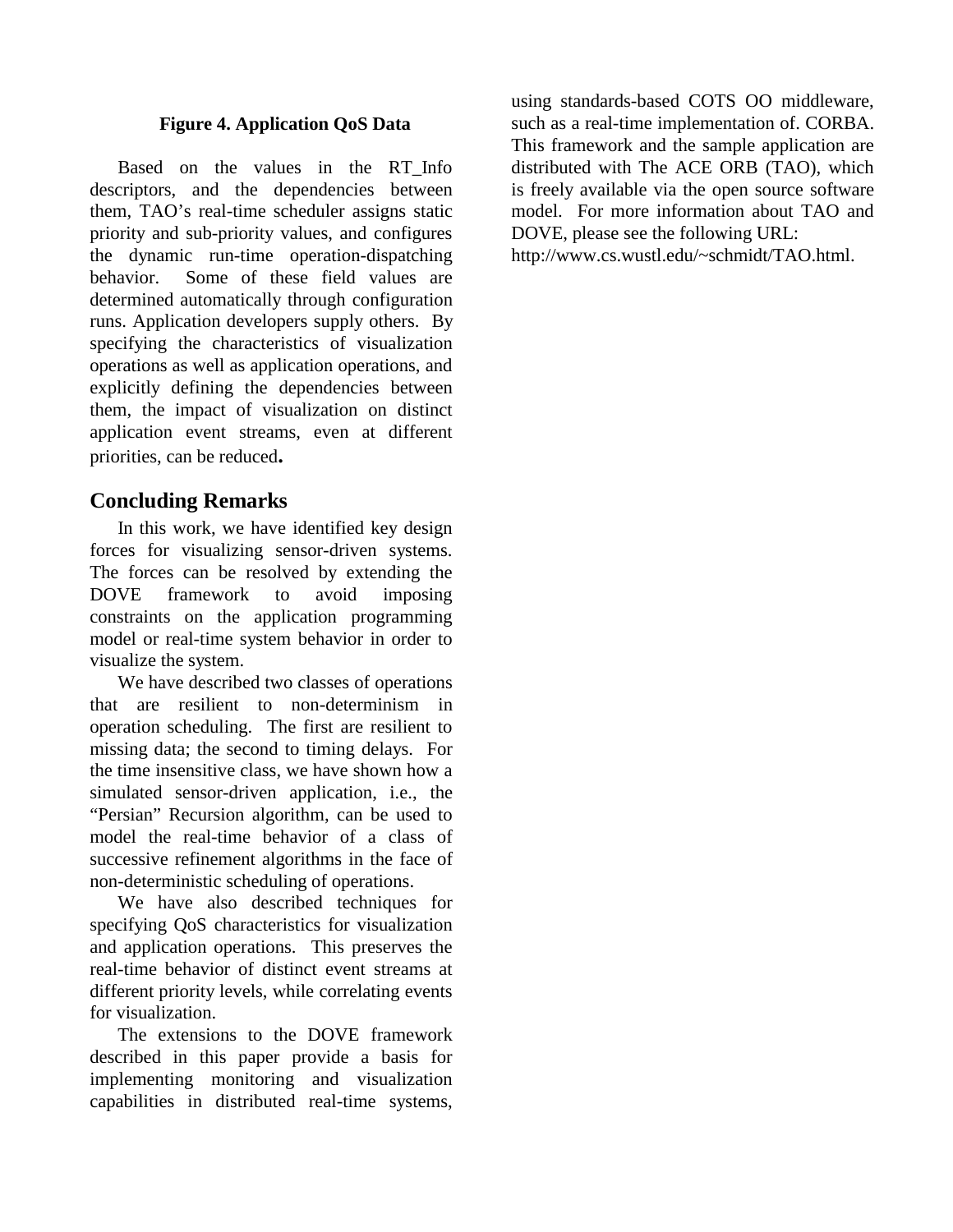**Figure 4. Application QoS Data**

Based on the values in the RT_Info descriptors, and the dependencies between them, TAO's real-time scheduler assigns static priority and sub-priority values, and configures the dynamic run-time operation-dispatching behavior. Some of these field values are determined automatically through configuration runs. Application developers supply others. By specifying the characteristics of visualization operations as well as application operations, and explicitly defining the dependencies between them, the impact of visualization on distinct application event streams, even at different priorities, can be reduced**.**

## Concluding Remarks

In this work, we have identified key design forces for visualizing sensor-driven systems. The forces can be resolved by extending the DOVE framework to avoid imposing constraints on the application programming model or real-time system behavior in order to visualize the system.

We have described two classes of operations that are resilient to non-determinism in operation scheduling. The first are resilient to missing data; the second to timing delays. For the time insensitive class, we have shown how a simulated sensor-driven application, i.e., the "Persian" Recursion algorithm, can be used to model the real-time behavior of a class of successive refinement algorithms in the face of non-deterministic scheduling of operations.

We have also described techniques for specifying QoS characteristics for visualization and application operations. This preserves the real-time behavior of distinct event streams at different priority levels, while correlating events for visualization.

The extensions to the DOVE framework described in this paper provide a basis for implementing monitoring and visualization capabilities in distributed real-time systems, using standards-based COTS OO middleware, such as a real-time implementation of. CORBA. This framework and the sample application are distributed with The ACE ORB (TAO), which is freely available via the open source software model. For more information about TAO and DOVE, please see the following URL: http://www.cs.wustl.edu/~schmidt/TAO.html.